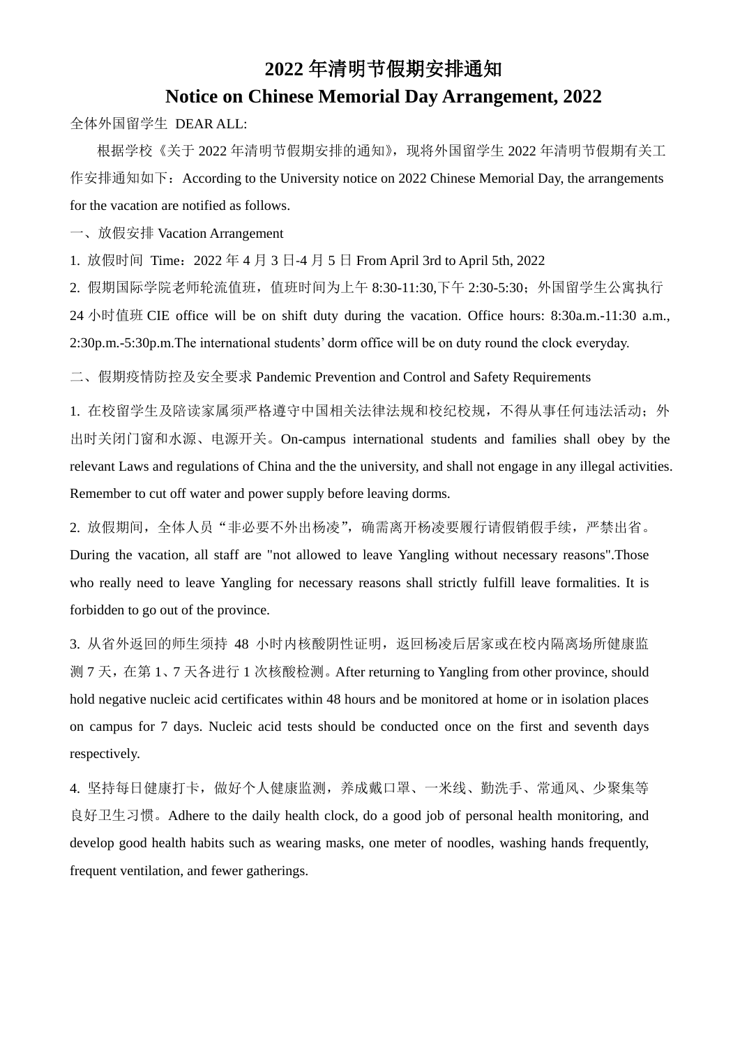# 2022 年清明节假期安排通知

# Notice on Chinese Memorial Day Arrangement, 2022

全体外国留学生  DEAR ALL:

根据学校《关于 2022 年清明节假期安排的通知》，现将外国留学生 2022 年清明节假期有关工作安排通知如下：According to the University notice on 2022 Chinese Memorial Day, the arrangements for the vacation are notified as follows.

一、放假安排 Vacation Arrangement

1. 放假时间  Time：2022 年 4 月 3 日-4 月 5 日 From April 3rd to April 5th, 2022

2. 假期国际学院老师轮流值班，值班时间为上午 8:30-11:30,下午 2:30-5:30；外国留学生公寓执行 24 小时值班 CIE office will be on shift duty during the vacation. Office hours: 8:30a.m.-11:30 a.m., 2:30p.m.-5:30p.m.The international students' dorm office will be on duty round the clock everyday.

二、假期疫情防控及安全要求 Pandemic Prevention and Control and Safety Requirements

1. 在校留学生及陪读家属须严格遵守中国相关法律法规和校纪校规，不得从事任何违法活动；外出时关闭门窗和水源、电源开关。On-campus international students and families shall obey by the relevant Laws and regulations of China and the the university, and shall not engage in any illegal activities. Remember to cut off water and power supply before leaving dorms.

2. 放假期间，全体人员"非必要不外出杨凌"，确需离开杨凌要履行请假销假手续，严禁出省。During the vacation, all staff are "not allowed to leave Yangling without necessary reasons".Those who really need to leave Yangling for necessary reasons shall strictly fulfill leave formalities. It is forbidden to go out of the province.

3. 从省外返回的师生须持 48 小时内核酸阴性证明，返回杨凌后居家或在校内隔离场所健康监测 7 天，在第 1、7 天各进行 1 次核酸检测。After returning to Yangling from other province, should hold negative nucleic acid certificates within 48 hours and be monitored at home or in isolation places on campus for 7 days. Nucleic acid tests should be conducted once on the first and seventh days respectively.

4. 坚持每日健康打卡，做好个人健康监测，养成戴口罩、一米线、勤洗手、常通风、少聚集等良好卫生习惯。Adhere to the daily health clock, do a good job of personal health monitoring, and develop good health habits such as wearing masks, one meter of noodles, washing hands frequently, frequent ventilation, and fewer gatherings.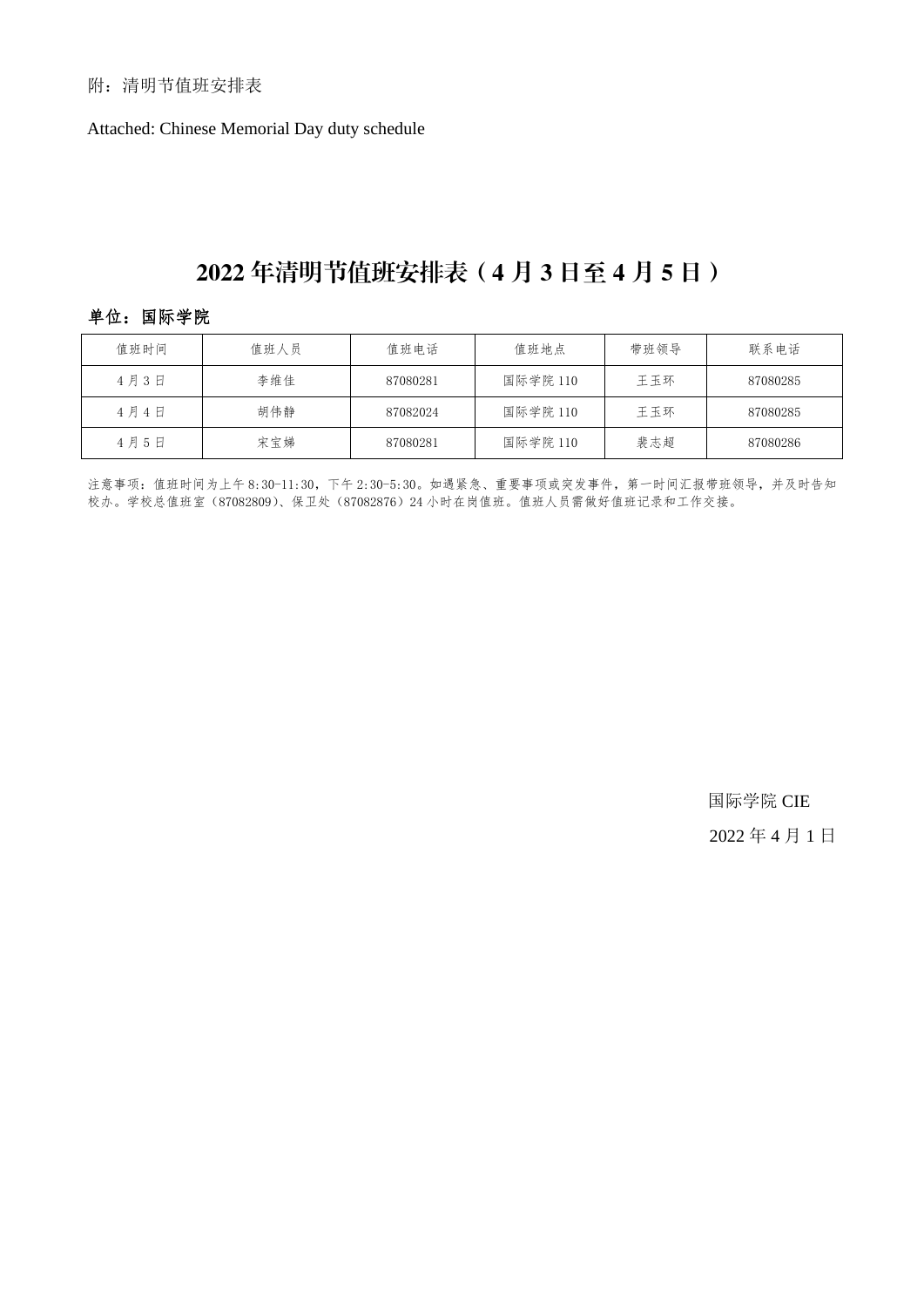附：清明节值班安排表

Attached: Chinese Memorial Day duty schedule

# 2022 年清明节值班安排表（4 月 3 日至 4 月 5 日）

**单位：国际学院**

| 值班时间 | 值班人员 | 值班电话 | 值班地点 | 带班领导 | 联系电话 |
| --- | --- | --- | --- | --- | --- |
| 4 月 3 日 | 李维佳 | 87080281 | 国际学院 110 | 王玉环 | 87080285 |
| 4 月 4 日 | 胡伟静 | 87082024 | 国际学院 110 | 王玉环 | 87080285 |
| 4 月 5 日 | 宋宝娣 | 87080281 | 国际学院 110 | 裴志超 | 87080286 |

注意事项：值班时间为上午 8:30-11:30，下午 2:30-5:30。如遇紧急、重要事项或突发事件，第一时间汇报带班领导，并及时告知校办。学校总值班室（87082809）、保卫处（87082876）24 小时在岗值班。值班人员需做好值班记录和工作交接。

国际学院 CIE

2022 年 4 月 1 日